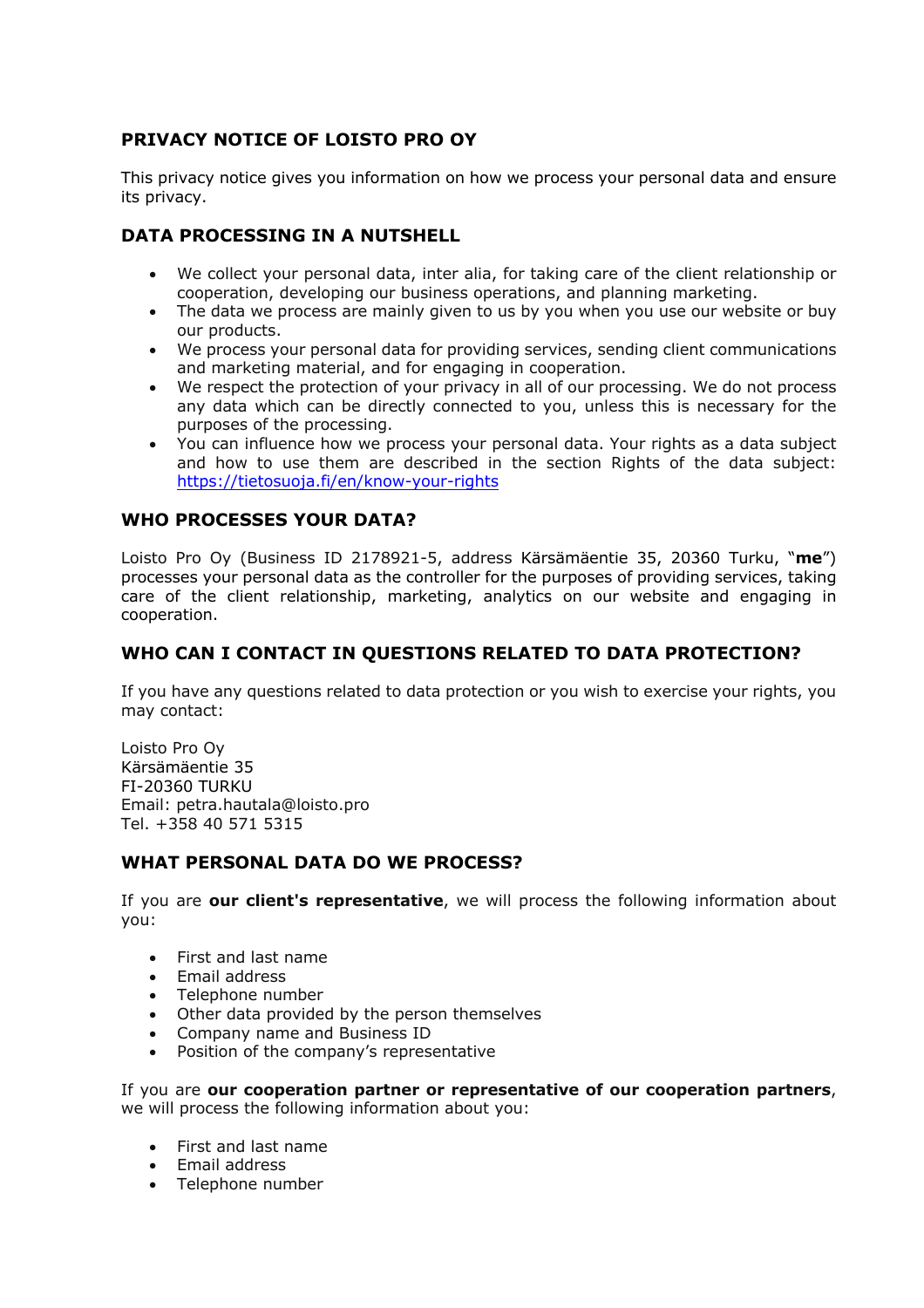# PRIVACY NOTICE OF LOISTO PRO OY

This privacy notice gives you information on how we process your personal data and ensure its privacy.

## DATA PROCESSING IN A NUTSHELL

- We collect your personal data, inter alia, for taking care of the client relationship or cooperation, developing our business operations, and planning marketing.
- The data we process are mainly given to us by you when you use our website or buy our products.
- We process your personal data for providing services, sending client communications and marketing material, and for engaging in cooperation.
- We respect the protection of your privacy in all of our processing. We do not process any data which can be directly connected to you, unless this is necessary for the purposes of the processing.
- You can influence how we process your personal data. Your rights as a data subject and how to use them are described in the section Rights of the data subject: [https://tietosuoja.fi/en/know-your-rights](https://tietosuoja.fi/en/know-your-rights)

## WHO PROCESSES YOUR DATA?

Loisto Pro Oy (Business ID 2178921-5, address Kärsämäentie 35, 20360 Turku, "**me**") processes your personal data as the controller for the purposes of providing services, taking care of the client relationship, marketing, analytics on our website and engaging in cooperation.

## WHO CAN I CONTACT IN QUESTIONS RELATED TO DATA PROTECTION?

If you have any questions related to data protection or you wish to exercise your rights, you may contact:

Loisto Pro Oy
Kärsämäentie 35
FI-20360 TURKU
Email: petra.hautala@loisto.pro
Tel. +358 40 571 5315

## WHAT PERSONAL DATA DO WE PROCESS?

If you are **our client's representative**, we will process the following information about you:

- First and last name
- Email address
- Telephone number
- Other data provided by the person themselves
- Company name and Business ID
- Position of the company's representative

If you are **our cooperation partner or representative of our cooperation partners**, we will process the following information about you:

- First and last name
- Email address
- Telephone number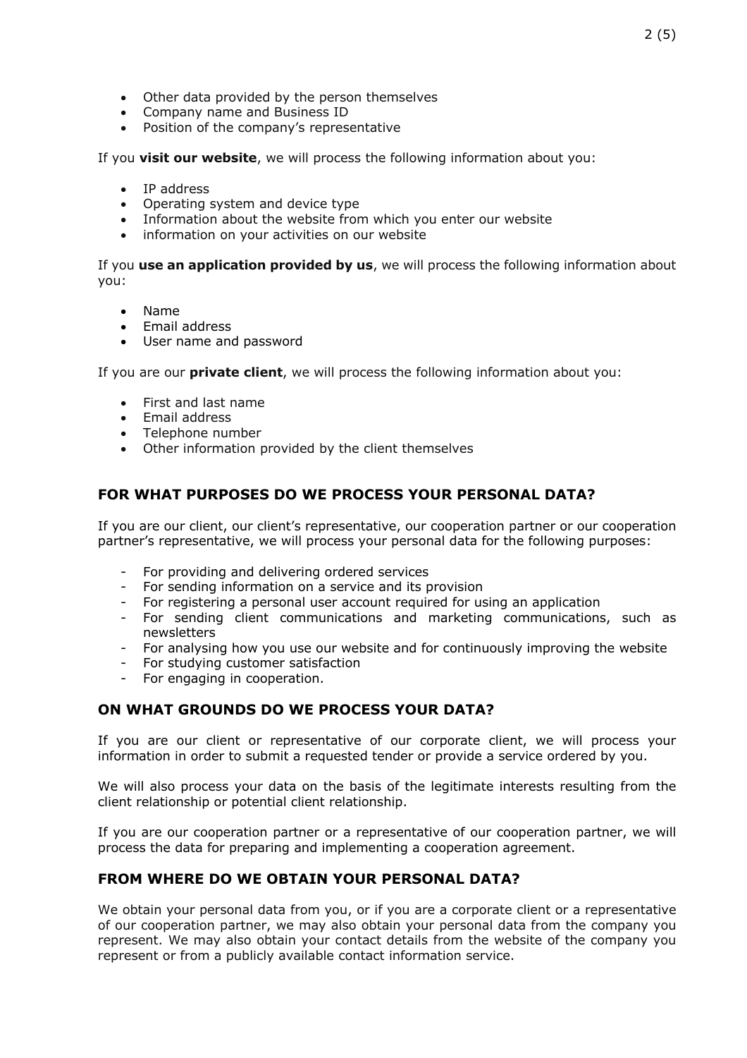- Other data provided by the person themselves
- Company name and Business ID
- Position of the company's representative

If you **visit our website**, we will process the following information about you:

- IP address
- Operating system and device type
- Information about the website from which you enter our website
- information on your activities on our website

If you **use an application provided by us**, we will process the following information about you:

- Name
- Email address
- User name and password

If you are our **private client**, we will process the following information about you:

- First and last name
- Email address
- Telephone number
- Other information provided by the client themselves

## FOR WHAT PURPOSES DO WE PROCESS YOUR PERSONAL DATA?

If you are our client, our client's representative, our cooperation partner or our cooperation partner's representative, we will process your personal data for the following purposes:

- For providing and delivering ordered services
- For sending information on a service and its provision
- For registering a personal user account required for using an application
- For sending client communications and marketing communications, such as newsletters
- For analysing how you use our website and for continuously improving the website
- For studying customer satisfaction
- For engaging in cooperation.

## ON WHAT GROUNDS DO WE PROCESS YOUR DATA?

If you are our client or representative of our corporate client, we will process your information in order to submit a requested tender or provide a service ordered by you.

We will also process your data on the basis of the legitimate interests resulting from the client relationship or potential client relationship.

If you are our cooperation partner or a representative of our cooperation partner, we will process the data for preparing and implementing a cooperation agreement.

## FROM WHERE DO WE OBTAIN YOUR PERSONAL DATA?

We obtain your personal data from you, or if you are a corporate client or a representative of our cooperation partner, we may also obtain your personal data from the company you represent. We may also obtain your contact details from the website of the company you represent or from a publicly available contact information service.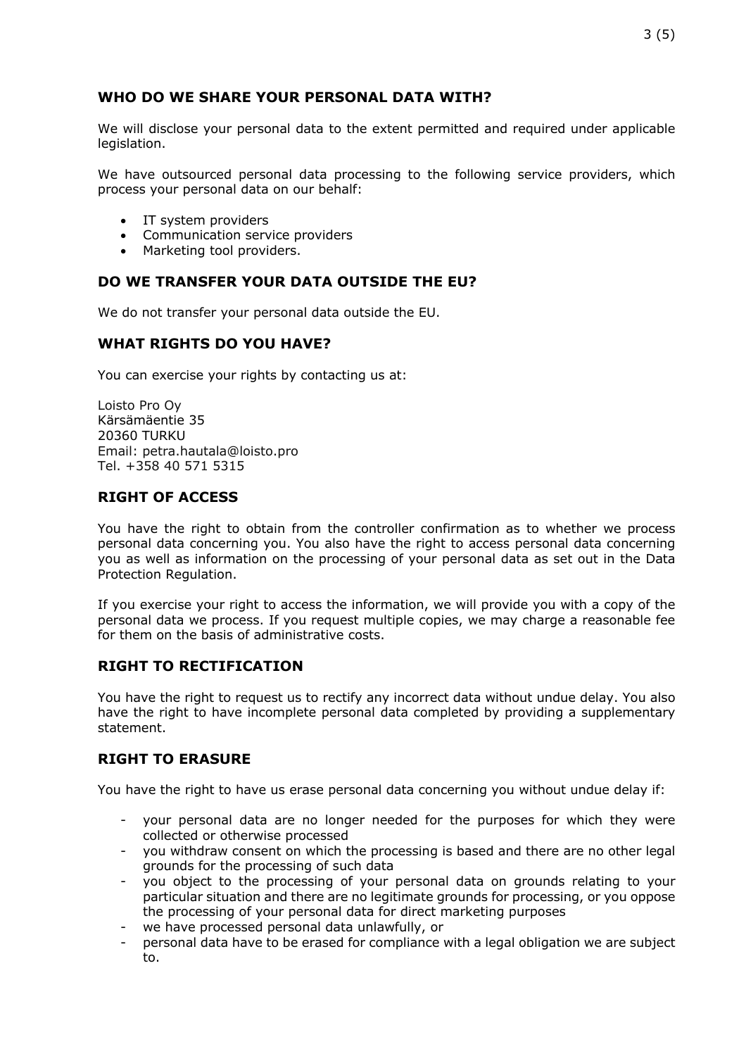## WHO DO WE SHARE YOUR PERSONAL DATA WITH?

We will disclose your personal data to the extent permitted and required under applicable legislation.

We have outsourced personal data processing to the following service providers, which process your personal data on our behalf:

- IT system providers
- Communication service providers
- Marketing tool providers.

## DO WE TRANSFER YOUR DATA OUTSIDE THE EU?

We do not transfer your personal data outside the EU.

## WHAT RIGHTS DO YOU HAVE?

You can exercise your rights by contacting us at:

Loisto Pro Oy
Kärsämäentie 35
20360 TURKU
Email: petra.hautala@loisto.pro
Tel. +358 40 571 5315

## RIGHT OF ACCESS

You have the right to obtain from the controller confirmation as to whether we process personal data concerning you. You also have the right to access personal data concerning you as well as information on the processing of your personal data as set out in the Data Protection Regulation.

If you exercise your right to access the information, we will provide you with a copy of the personal data we process. If you request multiple copies, we may charge a reasonable fee for them on the basis of administrative costs.

## RIGHT TO RECTIFICATION

You have the right to request us to rectify any incorrect data without undue delay. You also have the right to have incomplete personal data completed by providing a supplementary statement.

## RIGHT TO ERASURE

You have the right to have us erase personal data concerning you without undue delay if:

- your personal data are no longer needed for the purposes for which they were collected or otherwise processed
- you withdraw consent on which the processing is based and there are no other legal grounds for the processing of such data
- you object to the processing of your personal data on grounds relating to your particular situation and there are no legitimate grounds for processing, or you oppose the processing of your personal data for direct marketing purposes
- we have processed personal data unlawfully, or
- personal data have to be erased for compliance with a legal obligation we are subject to.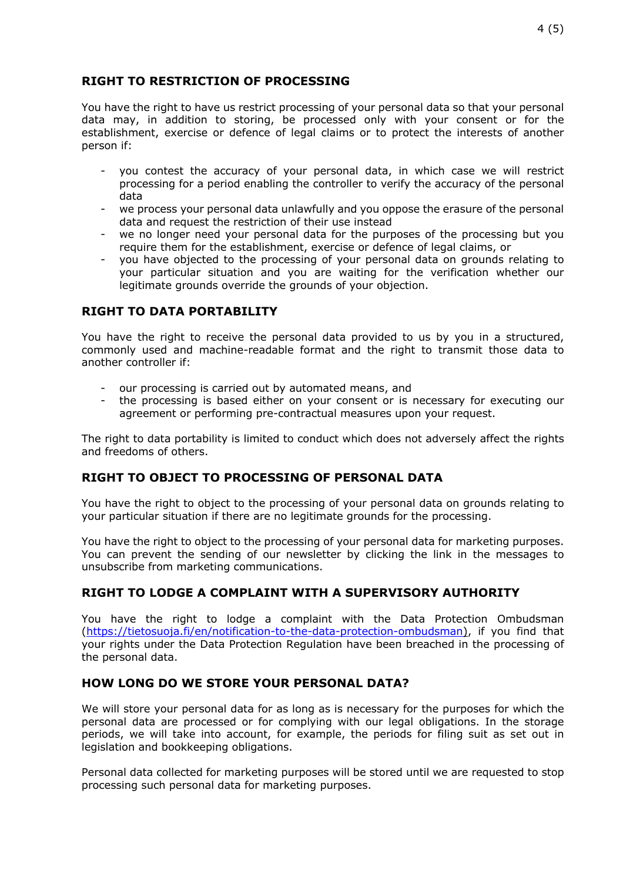## RIGHT TO RESTRICTION OF PROCESSING

You have the right to have us restrict processing of your personal data so that your personal data may, in addition to storing, be processed only with your consent or for the establishment, exercise or defence of legal claims or to protect the interests of another person if:

- you contest the accuracy of your personal data, in which case we will restrict processing for a period enabling the controller to verify the accuracy of the personal data
- we process your personal data unlawfully and you oppose the erasure of the personal data and request the restriction of their use instead
- we no longer need your personal data for the purposes of the processing but you require them for the establishment, exercise or defence of legal claims, or
- you have objected to the processing of your personal data on grounds relating to your particular situation and you are waiting for the verification whether our legitimate grounds override the grounds of your objection.

## RIGHT TO DATA PORTABILITY

You have the right to receive the personal data provided to us by you in a structured, commonly used and machine-readable format and the right to transmit those data to another controller if:

- our processing is carried out by automated means, and
- the processing is based either on your consent or is necessary for executing our agreement or performing pre-contractual measures upon your request.

The right to data portability is limited to conduct which does not adversely affect the rights and freedoms of others.

## RIGHT TO OBJECT TO PROCESSING OF PERSONAL DATA

You have the right to object to the processing of your personal data on grounds relating to your particular situation if there are no legitimate grounds for the processing.

You have the right to object to the processing of your personal data for marketing purposes. You can prevent the sending of our newsletter by clicking the link in the messages to unsubscribe from marketing communications.

## RIGHT TO LODGE A COMPLAINT WITH A SUPERVISORY AUTHORITY

You have the right to lodge a complaint with the Data Protection Ombudsman (https://tietosuoja.fi/en/notification-to-the-data-protection-ombudsman), if you find that your rights under the Data Protection Regulation have been breached in the processing of the personal data.

## HOW LONG DO WE STORE YOUR PERSONAL DATA?

We will store your personal data for as long as is necessary for the purposes for which the personal data are processed or for complying with our legal obligations. In the storage periods, we will take into account, for example, the periods for filing suit as set out in legislation and bookkeeping obligations.

Personal data collected for marketing purposes will be stored until we are requested to stop processing such personal data for marketing purposes.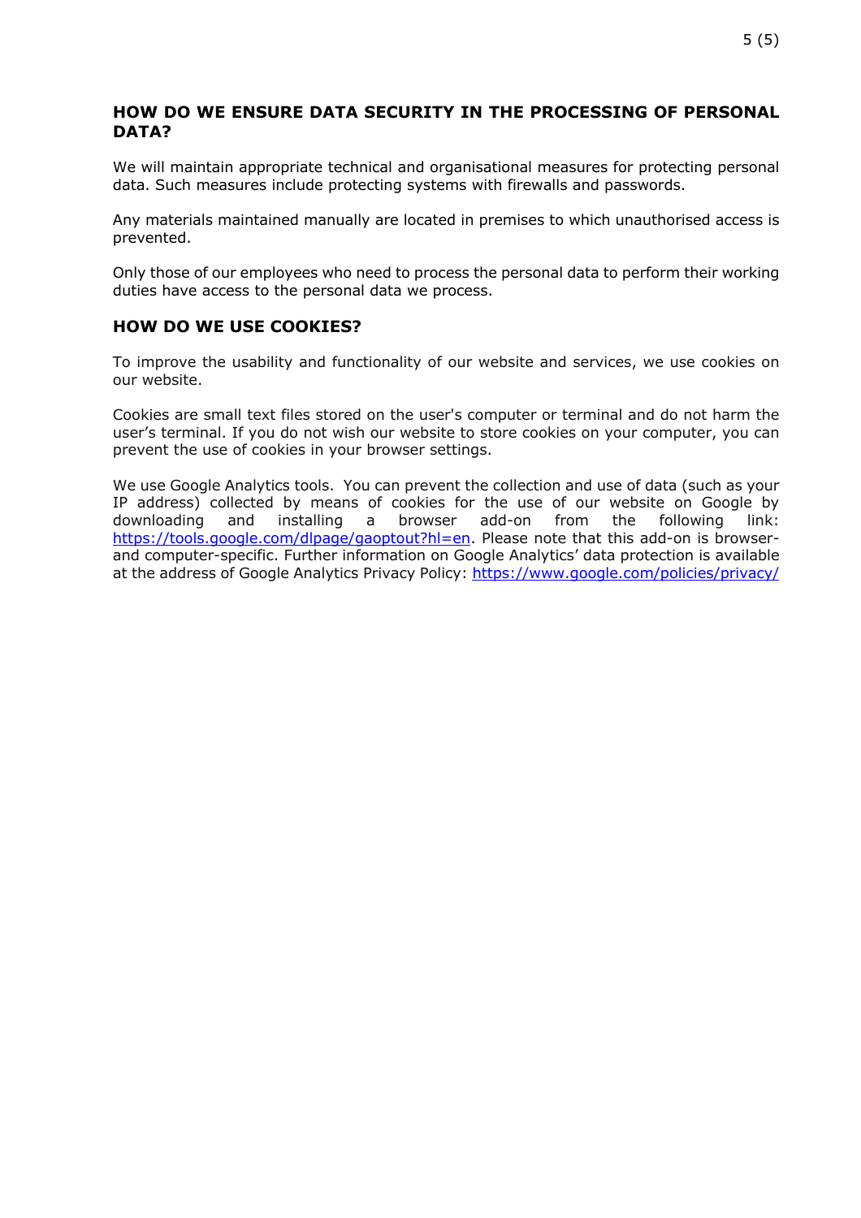## HOW DO WE ENSURE DATA SECURITY IN THE PROCESSING OF PERSONAL DATA?

We will maintain appropriate technical and organisational measures for protecting personal data. Such measures include protecting systems with firewalls and passwords.

Any materials maintained manually are located in premises to which unauthorised access is prevented.

Only those of our employees who need to process the personal data to perform their working duties have access to the personal data we process.

## HOW DO WE USE COOKIES?

To improve the usability and functionality of our website and services, we use cookies on our website.

Cookies are small text files stored on the user's computer or terminal and do not harm the user's terminal. If you do not wish our website to store cookies on your computer, you can prevent the use of cookies in your browser settings.

We use Google Analytics tools. You can prevent the collection and use of data (such as your IP address) collected by means of cookies for the use of our website on Google by downloading and installing a browser add-on from the following link: [https://tools.google.com/dlpage/gaoptout?hl=en](https://tools.google.com/dlpage/gaoptout?hl=en). Please note that this add-on is browser- and computer-specific. Further information on Google Analytics' data protection is available at the address of Google Analytics Privacy Policy: [https://www.google.com/policies/privacy/](https://www.google.com/policies/privacy/)